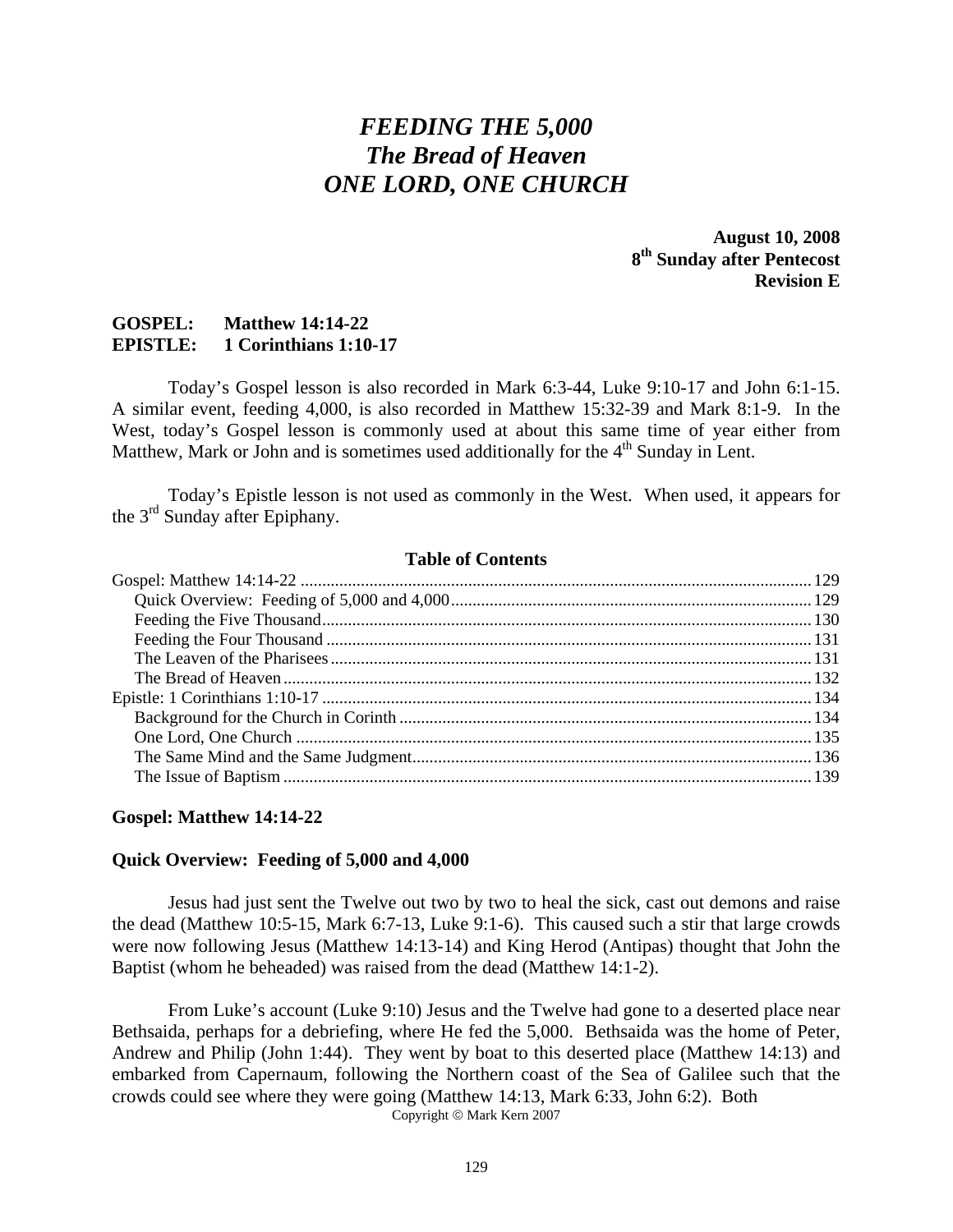# *FEEDING THE 5,000*
# *The Bread of Heaven*
# *ONE LORD, ONE CHURCH*

**August 10, 2008**
**8th Sunday after Pentecost**
**Revision E**

**GOSPEL: Matthew 14:14-22**
**EPISTLE: 1 Corinthians 1:10-17**

Today's Gospel lesson is also recorded in Mark 6:3-44, Luke 9:10-17 and John 6:1-15. A similar event, feeding 4,000, is also recorded in Matthew 15:32-39 and Mark 8:1-9. In the West, today's Gospel lesson is commonly used at about this same time of year either from Matthew, Mark or John and is sometimes used additionally for the 4th Sunday in Lent.

Today's Epistle lesson is not used as commonly in the West. When used, it appears for the 3rd Sunday after Epiphany.

**Table of Contents**

| | |
|---|---|
| Gospel: Matthew 14:14-22 | 129 |
| Quick Overview: Feeding of 5,000 and 4,000 | 129 |
| Feeding the Five Thousand | 130 |
| Feeding the Four Thousand | 131 |
| The Leaven of the Pharisees | 131 |
| The Bread of Heaven | 132 |
| Epistle: 1 Corinthians 1:10-17 | 134 |
| Background for the Church in Corinth | 134 |
| One Lord, One Church | 135 |
| The Same Mind and the Same Judgment | 136 |
| The Issue of Baptism | 139 |

## Gospel: Matthew 14:14-22

### Quick Overview: Feeding of 5,000 and 4,000

Jesus had just sent the Twelve out two by two to heal the sick, cast out demons and raise the dead (Matthew 10:5-15, Mark 6:7-13, Luke 9:1-6). This caused such a stir that large crowds were now following Jesus (Matthew 14:13-14) and King Herod (Antipas) thought that John the Baptist (whom he beheaded) was raised from the dead (Matthew 14:1-2).

From Luke's account (Luke 9:10) Jesus and the Twelve had gone to a deserted place near Bethsaida, perhaps for a debriefing, where He fed the 5,000. Bethsaida was the home of Peter, Andrew and Philip (John 1:44). They went by boat to this deserted place (Matthew 14:13) and embarked from Capernaum, following the Northern coast of the Sea of Galilee such that the crowds could see where they were going (Matthew 14:13, Mark 6:33, John 6:2). Both

Copyright © Mark Kern 2007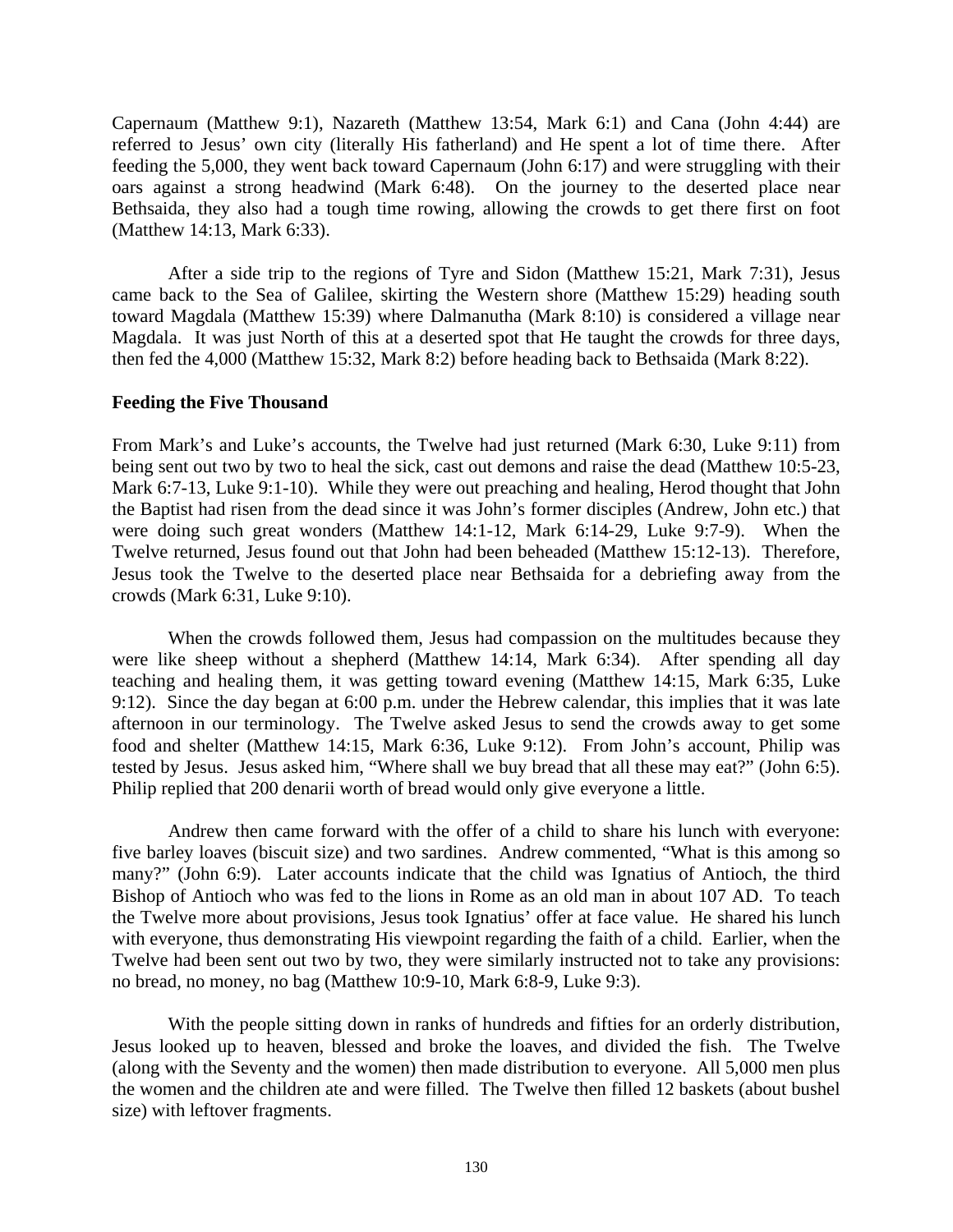Capernaum (Matthew 9:1), Nazareth (Matthew 13:54, Mark 6:1) and Cana (John 4:44) are referred to Jesus' own city (literally His fatherland) and He spent a lot of time there. After feeding the 5,000, they went back toward Capernaum (John 6:17) and were struggling with their oars against a strong headwind (Mark 6:48). On the journey to the deserted place near Bethsaida, they also had a tough time rowing, allowing the crowds to get there first on foot (Matthew 14:13, Mark 6:33).

After a side trip to the regions of Tyre and Sidon (Matthew 15:21, Mark 7:31), Jesus came back to the Sea of Galilee, skirting the Western shore (Matthew 15:29) heading south toward Magdala (Matthew 15:39) where Dalmanutha (Mark 8:10) is considered a village near Magdala. It was just North of this at a deserted spot that He taught the crowds for three days, then fed the 4,000 (Matthew 15:32, Mark 8:2) before heading back to Bethsaida (Mark 8:22).

**Feeding the Five Thousand**

From Mark's and Luke's accounts, the Twelve had just returned (Mark 6:30, Luke 9:11) from being sent out two by two to heal the sick, cast out demons and raise the dead (Matthew 10:5-23, Mark 6:7-13, Luke 9:1-10). While they were out preaching and healing, Herod thought that John the Baptist had risen from the dead since it was John's former disciples (Andrew, John etc.) that were doing such great wonders (Matthew 14:1-12, Mark 6:14-29, Luke 9:7-9). When the Twelve returned, Jesus found out that John had been beheaded (Matthew 15:12-13). Therefore, Jesus took the Twelve to the deserted place near Bethsaida for a debriefing away from the crowds (Mark 6:31, Luke 9:10).

When the crowds followed them, Jesus had compassion on the multitudes because they were like sheep without a shepherd (Matthew 14:14, Mark 6:34). After spending all day teaching and healing them, it was getting toward evening (Matthew 14:15, Mark 6:35, Luke 9:12). Since the day began at 6:00 p.m. under the Hebrew calendar, this implies that it was late afternoon in our terminology. The Twelve asked Jesus to send the crowds away to get some food and shelter (Matthew 14:15, Mark 6:36, Luke 9:12). From John's account, Philip was tested by Jesus. Jesus asked him, "Where shall we buy bread that all these may eat?" (John 6:5). Philip replied that 200 denarii worth of bread would only give everyone a little.

Andrew then came forward with the offer of a child to share his lunch with everyone: five barley loaves (biscuit size) and two sardines. Andrew commented, "What is this among so many?" (John 6:9). Later accounts indicate that the child was Ignatius of Antioch, the third Bishop of Antioch who was fed to the lions in Rome as an old man in about 107 AD. To teach the Twelve more about provisions, Jesus took Ignatius' offer at face value. He shared his lunch with everyone, thus demonstrating His viewpoint regarding the faith of a child. Earlier, when the Twelve had been sent out two by two, they were similarly instructed not to take any provisions: no bread, no money, no bag (Matthew 10:9-10, Mark 6:8-9, Luke 9:3).

With the people sitting down in ranks of hundreds and fifties for an orderly distribution, Jesus looked up to heaven, blessed and broke the loaves, and divided the fish. The Twelve (along with the Seventy and the women) then made distribution to everyone. All 5,000 men plus the women and the children ate and were filled. The Twelve then filled 12 baskets (about bushel size) with leftover fragments.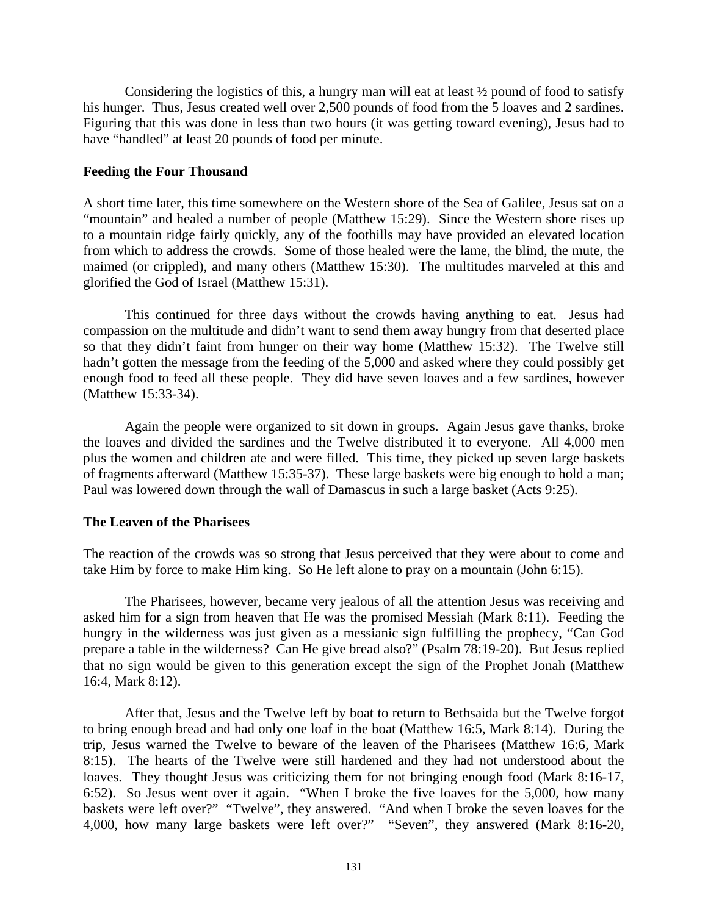Considering the logistics of this, a hungry man will eat at least ½ pound of food to satisfy his hunger. Thus, Jesus created well over 2,500 pounds of food from the 5 loaves and 2 sardines. Figuring that this was done in less than two hours (it was getting toward evening), Jesus had to have "handled" at least 20 pounds of food per minute.

**Feeding the Four Thousand**

A short time later, this time somewhere on the Western shore of the Sea of Galilee, Jesus sat on a "mountain" and healed a number of people (Matthew 15:29). Since the Western shore rises up to a mountain ridge fairly quickly, any of the foothills may have provided an elevated location from which to address the crowds. Some of those healed were the lame, the blind, the mute, the maimed (or crippled), and many others (Matthew 15:30). The multitudes marveled at this and glorified the God of Israel (Matthew 15:31).

This continued for three days without the crowds having anything to eat. Jesus had compassion on the multitude and didn't want to send them away hungry from that deserted place so that they didn't faint from hunger on their way home (Matthew 15:32). The Twelve still hadn't gotten the message from the feeding of the 5,000 and asked where they could possibly get enough food to feed all these people. They did have seven loaves and a few sardines, however (Matthew 15:33-34).

Again the people were organized to sit down in groups. Again Jesus gave thanks, broke the loaves and divided the sardines and the Twelve distributed it to everyone. All 4,000 men plus the women and children ate and were filled. This time, they picked up seven large baskets of fragments afterward (Matthew 15:35-37). These large baskets were big enough to hold a man; Paul was lowered down through the wall of Damascus in such a large basket (Acts 9:25).

**The Leaven of the Pharisees**

The reaction of the crowds was so strong that Jesus perceived that they were about to come and take Him by force to make Him king. So He left alone to pray on a mountain (John 6:15).

The Pharisees, however, became very jealous of all the attention Jesus was receiving and asked him for a sign from heaven that He was the promised Messiah (Mark 8:11). Feeding the hungry in the wilderness was just given as a messianic sign fulfilling the prophecy, "Can God prepare a table in the wilderness? Can He give bread also?" (Psalm 78:19-20). But Jesus replied that no sign would be given to this generation except the sign of the Prophet Jonah (Matthew 16:4, Mark 8:12).

After that, Jesus and the Twelve left by boat to return to Bethsaida but the Twelve forgot to bring enough bread and had only one loaf in the boat (Matthew 16:5, Mark 8:14). During the trip, Jesus warned the Twelve to beware of the leaven of the Pharisees (Matthew 16:6, Mark 8:15). The hearts of the Twelve were still hardened and they had not understood about the loaves. They thought Jesus was criticizing them for not bringing enough food (Mark 8:16-17, 6:52). So Jesus went over it again. "When I broke the five loaves for the 5,000, how many baskets were left over?" "Twelve", they answered. "And when I broke the seven loaves for the 4,000, how many large baskets were left over?" "Seven", they answered (Mark 8:16-20,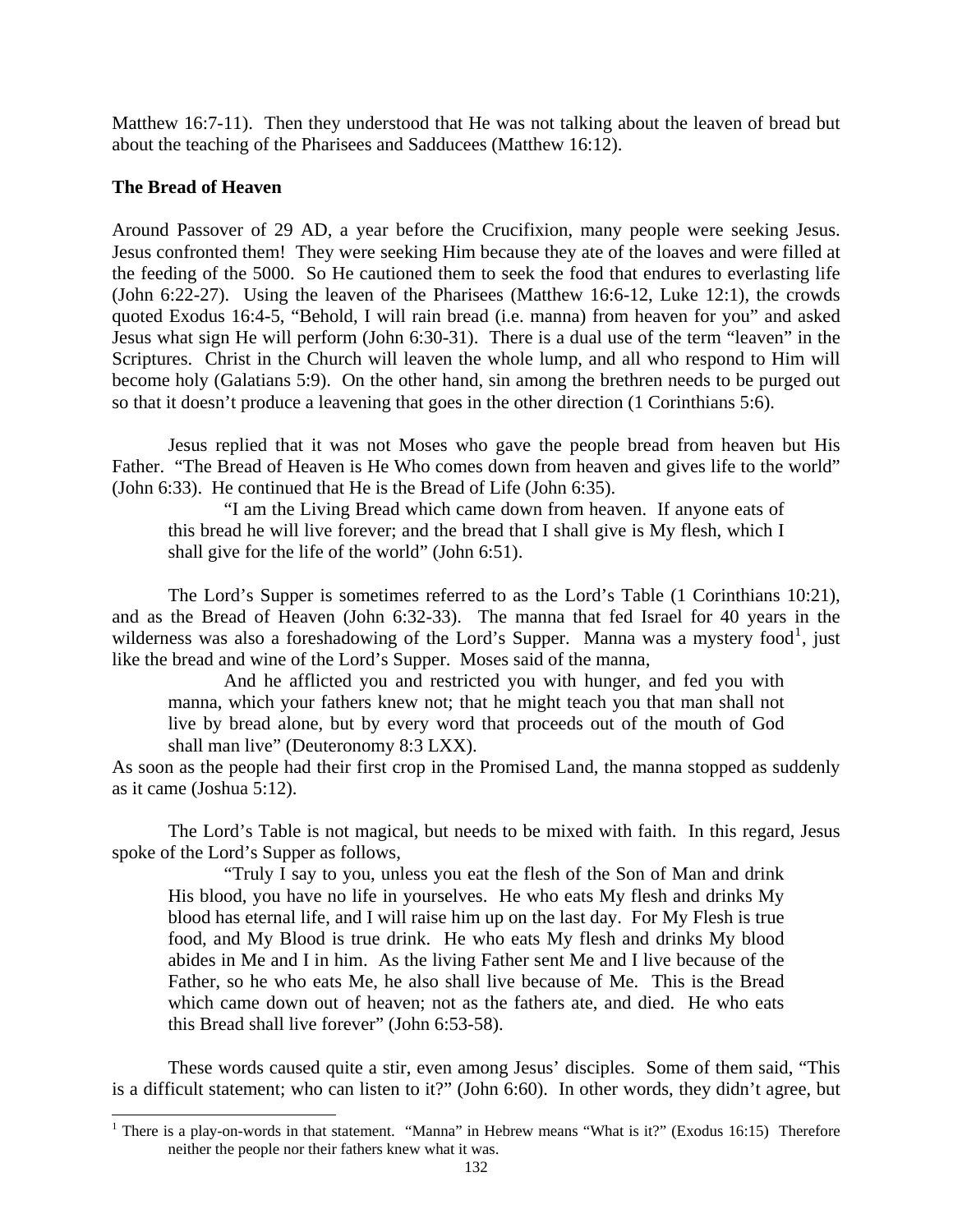Matthew 16:7-11). Then they understood that He was not talking about the leaven of bread but about the teaching of the Pharisees and Sadducees (Matthew 16:12).

### The Bread of Heaven

Around Passover of 29 AD, a year before the Crucifixion, many people were seeking Jesus. Jesus confronted them! They were seeking Him because they ate of the loaves and were filled at the feeding of the 5000. So He cautioned them to seek the food that endures to everlasting life (John 6:22-27). Using the leaven of the Pharisees (Matthew 16:6-12, Luke 12:1), the crowds quoted Exodus 16:4-5, "Behold, I will rain bread (i.e. manna) from heaven for you" and asked Jesus what sign He will perform (John 6:30-31). There is a dual use of the term "leaven" in the Scriptures. Christ in the Church will leaven the whole lump, and all who respond to Him will become holy (Galatians 5:9). On the other hand, sin among the brethren needs to be purged out so that it doesn't produce a leavening that goes in the other direction (1 Corinthians 5:6).

Jesus replied that it was not Moses who gave the people bread from heaven but His Father. "The Bread of Heaven is He Who comes down from heaven and gives life to the world" (John 6:33). He continued that He is the Bread of Life (John 6:35).

> "I am the Living Bread which came down from heaven. If anyone eats of this bread he will live forever; and the bread that I shall give is My flesh, which I shall give for the life of the world" (John 6:51).

The Lord's Supper is sometimes referred to as the Lord's Table (1 Corinthians 10:21), and as the Bread of Heaven (John 6:32-33). The manna that fed Israel for 40 years in the wilderness was also a foreshadowing of the Lord's Supper. Manna was a mystery food[1], just like the bread and wine of the Lord's Supper. Moses said of the manna,

> And he afflicted you and restricted you with hunger, and fed you with manna, which your fathers knew not; that he might teach you that man shall not live by bread alone, but by every word that proceeds out of the mouth of God shall man live" (Deuteronomy 8:3 LXX).

As soon as the people had their first crop in the Promised Land, the manna stopped as suddenly as it came (Joshua 5:12).

The Lord's Table is not magical, but needs to be mixed with faith. In this regard, Jesus spoke of the Lord's Supper as follows,

> "Truly I say to you, unless you eat the flesh of the Son of Man and drink His blood, you have no life in yourselves. He who eats My flesh and drinks My blood has eternal life, and I will raise him up on the last day. For My Flesh is true food, and My Blood is true drink. He who eats My flesh and drinks My blood abides in Me and I in him. As the living Father sent Me and I live because of the Father, so he who eats Me, he also shall live because of Me. This is the Bread which came down out of heaven; not as the fathers ate, and died. He who eats this Bread shall live forever" (John 6:53-58).

These words caused quite a stir, even among Jesus' disciples. Some of them said, "This is a difficult statement; who can listen to it?" (John 6:60). In other words, they didn't agree, but

---

[1] There is a play-on-words in that statement. "Manna" in Hebrew means "What is it?" (Exodus 16:15) Therefore neither the people nor their fathers knew what it was.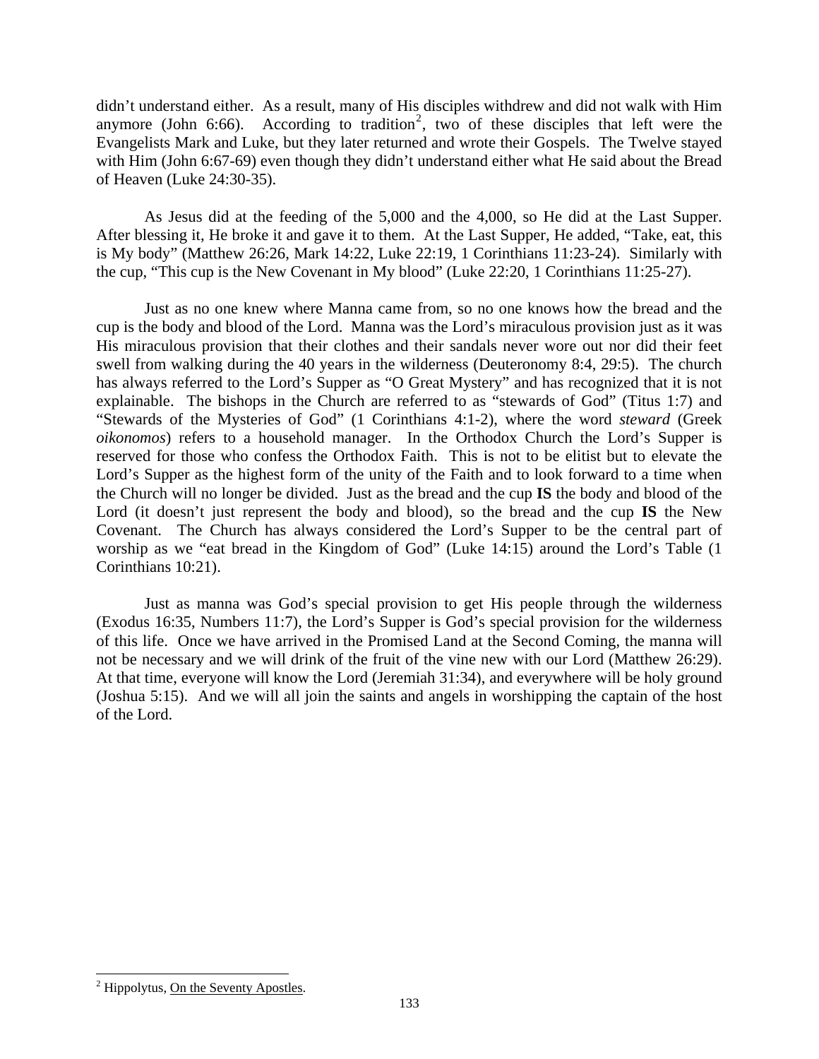didn't understand either. As a result, many of His disciples withdrew and did not walk with Him anymore (John 6:66). According to tradition[2], two of these disciples that left were the Evangelists Mark and Luke, but they later returned and wrote their Gospels. The Twelve stayed with Him (John 6:67-69) even though they didn't understand either what He said about the Bread of Heaven (Luke 24:30-35).

As Jesus did at the feeding of the 5,000 and the 4,000, so He did at the Last Supper. After blessing it, He broke it and gave it to them. At the Last Supper, He added, "Take, eat, this is My body" (Matthew 26:26, Mark 14:22, Luke 22:19, 1 Corinthians 11:23-24). Similarly with the cup, "This cup is the New Covenant in My blood" (Luke 22:20, 1 Corinthians 11:25-27).

Just as no one knew where Manna came from, so no one knows how the bread and the cup is the body and blood of the Lord. Manna was the Lord's miraculous provision just as it was His miraculous provision that their clothes and their sandals never wore out nor did their feet swell from walking during the 40 years in the wilderness (Deuteronomy 8:4, 29:5). The church has always referred to the Lord's Supper as "O Great Mystery" and has recognized that it is not explainable. The bishops in the Church are referred to as "stewards of God" (Titus 1:7) and "Stewards of the Mysteries of God" (1 Corinthians 4:1-2), where the word *steward* (Greek *oikonomos*) refers to a household manager. In the Orthodox Church the Lord's Supper is reserved for those who confess the Orthodox Faith. This is not to be elitist but to elevate the Lord's Supper as the highest form of the unity of the Faith and to look forward to a time when the Church will no longer be divided. Just as the bread and the cup **IS** the body and blood of the Lord (it doesn't just represent the body and blood), so the bread and the cup **IS** the New Covenant. The Church has always considered the Lord's Supper to be the central part of worship as we "eat bread in the Kingdom of God" (Luke 14:15) around the Lord's Table (1 Corinthians 10:21).

Just as manna was God's special provision to get His people through the wilderness (Exodus 16:35, Numbers 11:7), the Lord's Supper is God's special provision for the wilderness of this life. Once we have arrived in the Promised Land at the Second Coming, the manna will not be necessary and we will drink of the fruit of the vine new with our Lord (Matthew 26:29). At that time, everyone will know the Lord (Jeremiah 31:34), and everywhere will be holy ground (Joshua 5:15). And we will all join the saints and angels in worshipping the captain of the host of the Lord.

[2] Hippolytus, On the Seventy Apostles.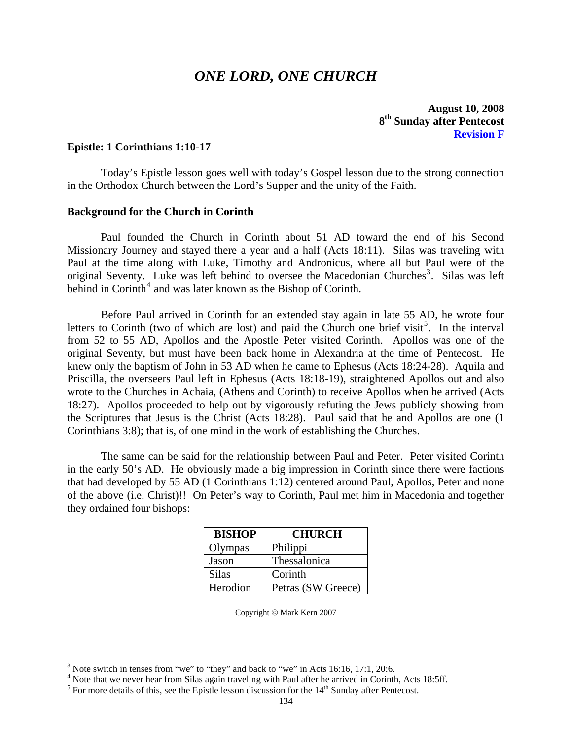# *ONE LORD, ONE CHURCH*

**August 10, 2008**
**8th Sunday after Pentecost**
**Revision F**

**Epistle: 1 Corinthians 1:10-17**

Today's Epistle lesson goes well with today's Gospel lesson due to the strong connection in the Orthodox Church between the Lord's Supper and the unity of the Faith.

**Background for the Church in Corinth**

Paul founded the Church in Corinth about 51 AD toward the end of his Second Missionary Journey and stayed there a year and a half (Acts 18:11). Silas was traveling with Paul at the time along with Luke, Timothy and Andronicus, where all but Paul were of the original Seventy. Luke was left behind to oversee the Macedonian Churches[3]. Silas was left behind in Corinth[4] and was later known as the Bishop of Corinth.

Before Paul arrived in Corinth for an extended stay again in late 55 AD, he wrote four letters to Corinth (two of which are lost) and paid the Church one brief visit[5]. In the interval from 52 to 55 AD, Apollos and the Apostle Peter visited Corinth. Apollos was one of the original Seventy, but must have been back home in Alexandria at the time of Pentecost. He knew only the baptism of John in 53 AD when he came to Ephesus (Acts 18:24-28). Aquila and Priscilla, the overseers Paul left in Ephesus (Acts 18:18-19), straightened Apollos out and also wrote to the Churches in Achaia, (Athens and Corinth) to receive Apollos when he arrived (Acts 18:27). Apollos proceeded to help out by vigorously refuting the Jews publicly showing from the Scriptures that Jesus is the Christ (Acts 18:28). Paul said that he and Apollos are one (1 Corinthians 3:8); that is, of one mind in the work of establishing the Churches.

The same can be said for the relationship between Paul and Peter. Peter visited Corinth in the early 50's AD. He obviously made a big impression in Corinth since there were factions that had developed by 55 AD (1 Corinthians 1:12) centered around Paul, Apollos, Peter and none of the above (i.e. Christ)!! On Peter's way to Corinth, Paul met him in Macedonia and together they ordained four bishops:

| BISHOP | CHURCH |
|---|---|
| Olympas | Philippi |
| Jason | Thessalonica |
| Silas | Corinth |
| Herodion | Petras (SW Greece) |

Copyright © Mark Kern 2007

[3] Note switch in tenses from "we" to "they" and back to "we" in Acts 16:16, 17:1, 20:6.
[4] Note that we never hear from Silas again traveling with Paul after he arrived in Corinth, Acts 18:5ff.
[5] For more details of this, see the Epistle lesson discussion for the 14th Sunday after Pentecost.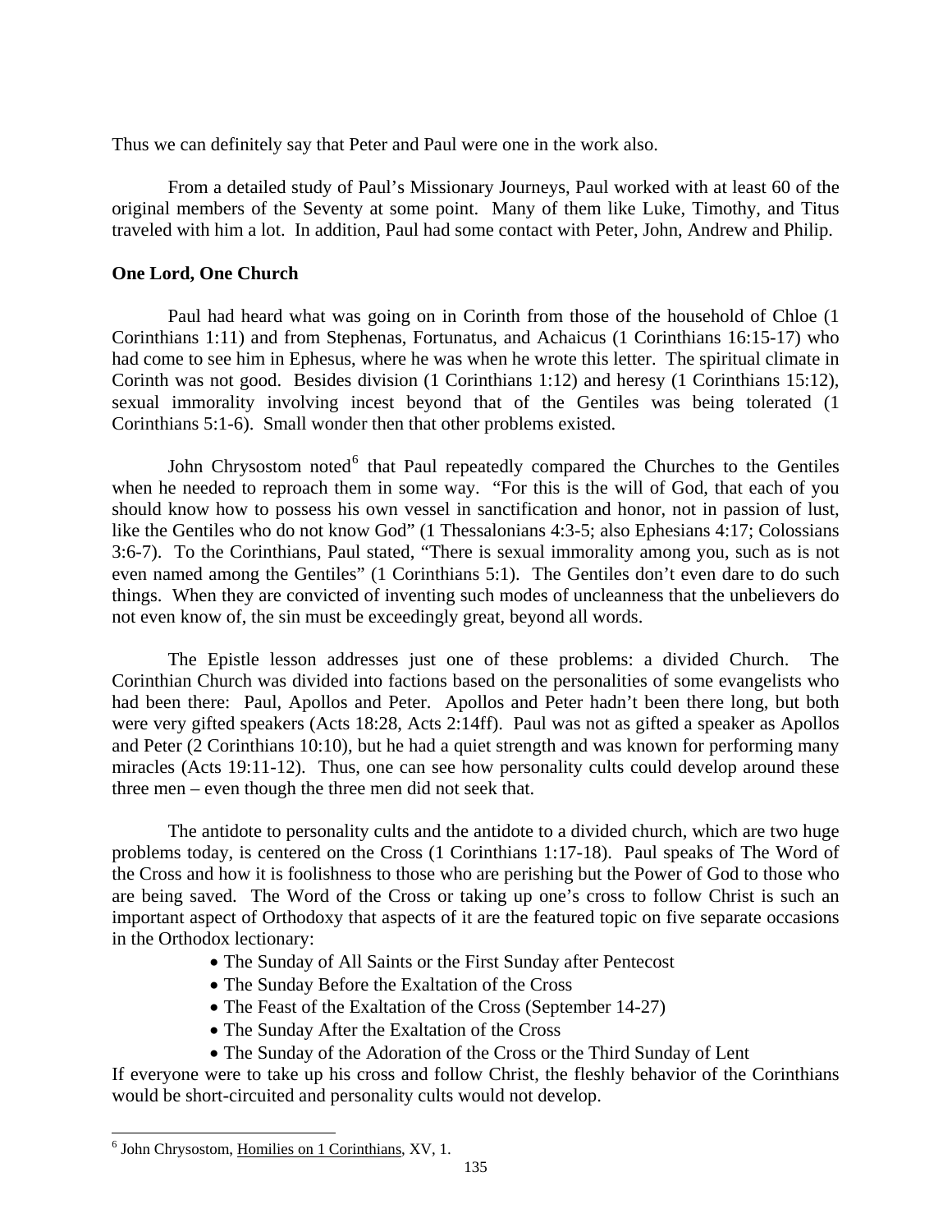Thus we can definitely say that Peter and Paul were one in the work also.

From a detailed study of Paul's Missionary Journeys, Paul worked with at least 60 of the original members of the Seventy at some point. Many of them like Luke, Timothy, and Titus traveled with him a lot. In addition, Paul had some contact with Peter, John, Andrew and Philip.

**One Lord, One Church**

Paul had heard what was going on in Corinth from those of the household of Chloe (1 Corinthians 1:11) and from Stephenas, Fortunatus, and Achaicus (1 Corinthians 16:15-17) who had come to see him in Ephesus, where he was when he wrote this letter. The spiritual climate in Corinth was not good. Besides division (1 Corinthians 1:12) and heresy (1 Corinthians 15:12), sexual immorality involving incest beyond that of the Gentiles was being tolerated (1 Corinthians 5:1-6). Small wonder then that other problems existed.

John Chrysostom noted[6] that Paul repeatedly compared the Churches to the Gentiles when he needed to reproach them in some way. "For this is the will of God, that each of you should know how to possess his own vessel in sanctification and honor, not in passion of lust, like the Gentiles who do not know God" (1 Thessalonians 4:3-5; also Ephesians 4:17; Colossians 3:6-7). To the Corinthians, Paul stated, "There is sexual immorality among you, such as is not even named among the Gentiles" (1 Corinthians 5:1). The Gentiles don't even dare to do such things. When they are convicted of inventing such modes of uncleanness that the unbelievers do not even know of, the sin must be exceedingly great, beyond all words.

The Epistle lesson addresses just one of these problems: a divided Church. The Corinthian Church was divided into factions based on the personalities of some evangelists who had been there: Paul, Apollos and Peter. Apollos and Peter hadn't been there long, but both were very gifted speakers (Acts 18:28, Acts 2:14ff). Paul was not as gifted a speaker as Apollos and Peter (2 Corinthians 10:10), but he had a quiet strength and was known for performing many miracles (Acts 19:11-12). Thus, one can see how personality cults could develop around these three men – even though the three men did not seek that.

The antidote to personality cults and the antidote to a divided church, which are two huge problems today, is centered on the Cross (1 Corinthians 1:17-18). Paul speaks of The Word of the Cross and how it is foolishness to those who are perishing but the Power of God to those who are being saved. The Word of the Cross or taking up one's cross to follow Christ is such an important aspect of Orthodoxy that aspects of it are the featured topic on five separate occasions in the Orthodox lectionary:

- The Sunday of All Saints or the First Sunday after Pentecost
- The Sunday Before the Exaltation of the Cross
- The Feast of the Exaltation of the Cross (September 14-27)
- The Sunday After the Exaltation of the Cross
- The Sunday of the Adoration of the Cross or the Third Sunday of Lent

If everyone were to take up his cross and follow Christ, the fleshly behavior of the Corinthians would be short-circuited and personality cults would not develop.

[6] John Chrysostom, Homilies on 1 Corinthians, XV, 1.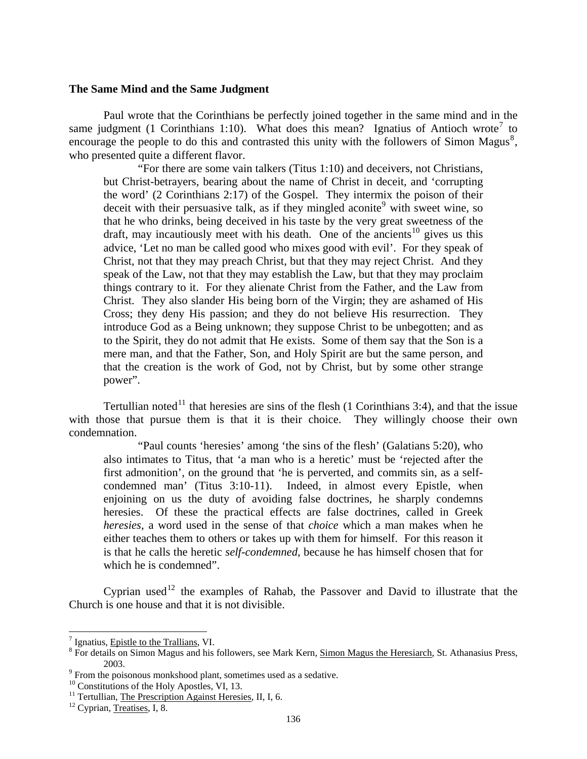### The Same Mind and the Same Judgment

Paul wrote that the Corinthians be perfectly joined together in the same mind and in the same judgment (1 Corinthians 1:10). What does this mean? Ignatius of Antioch wrote[7] to encourage the people to do this and contrasted this unity with the followers of Simon Magus[8], who presented quite a different flavor.

> "For there are some vain talkers (Titus 1:10) and deceivers, not Christians, but Christ-betrayers, bearing about the name of Christ in deceit, and 'corrupting the word' (2 Corinthians 2:17) of the Gospel. They intermix the poison of their deceit with their persuasive talk, as if they mingled aconite[9] with sweet wine, so that he who drinks, being deceived in his taste by the very great sweetness of the draft, may incautiously meet with his death. One of the ancients[10] gives us this advice, 'Let no man be called good who mixes good with evil'. For they speak of Christ, not that they may preach Christ, but that they may reject Christ. And they speak of the Law, not that they may establish the Law, but that they may proclaim things contrary to it. For they alienate Christ from the Father, and the Law from Christ. They also slander His being born of the Virgin; they are ashamed of His Cross; they deny His passion; and they do not believe His resurrection. They introduce God as a Being unknown; they suppose Christ to be unbegotten; and as to the Spirit, they do not admit that He exists. Some of them say that the Son is a mere man, and that the Father, Son, and Holy Spirit are but the same person, and that the creation is the work of God, not by Christ, but by some other strange power".

Tertullian noted[11] that heresies are sins of the flesh (1 Corinthians 3:4), and that the issue with those that pursue them is that it is their choice. They willingly choose their own condemnation.

> "Paul counts 'heresies' among 'the sins of the flesh' (Galatians 5:20), who also intimates to Titus, that 'a man who is a heretic' must be 'rejected after the first admonition', on the ground that 'he is perverted, and commits sin, as a self-condemned man' (Titus 3:10-11). Indeed, in almost every Epistle, when enjoining on us the duty of avoiding false doctrines, he sharply condemns heresies. Of these the practical effects are false doctrines, called in Greek *heresies*, a word used in the sense of that *choice* which a man makes when he either teaches them to others or takes up with them for himself. For this reason it is that he calls the heretic *self-condemned*, because he has himself chosen that for which he is condemned".

Cyprian used[12] the examples of Rahab, the Passover and David to illustrate that the Church is one house and that it is not divisible.

---

[7] Ignatius, Epistle to the Trallians, VI.

[8] For details on Simon Magus and his followers, see Mark Kern, Simon Magus the Heresiarch, St. Athanasius Press, 2003.

[9] From the poisonous monkshood plant, sometimes used as a sedative.

[10] Constitutions of the Holy Apostles, VI, 13.

[11] Tertullian, The Prescription Against Heresies, II, I, 6.

[12] Cyprian, Treatises, I, 8.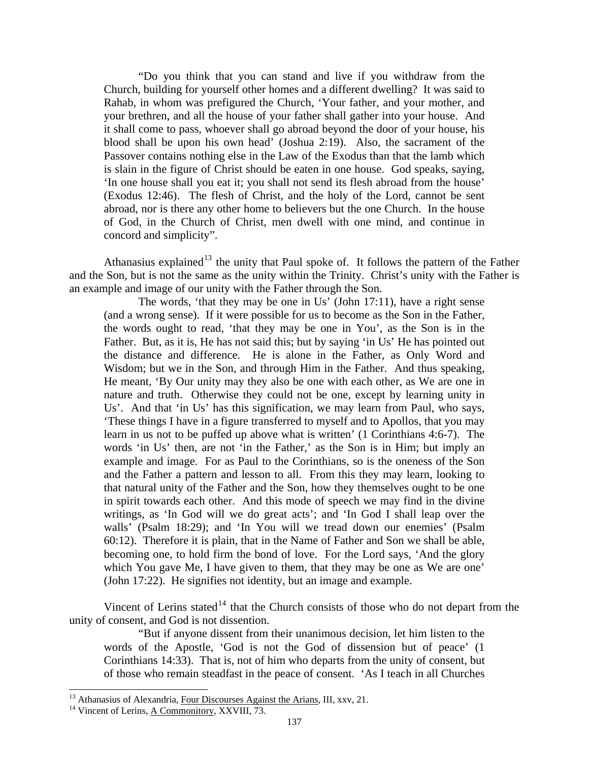"Do you think that you can stand and live if you withdraw from the Church, building for yourself other homes and a different dwelling? It was said to Rahab, in whom was prefigured the Church, 'Your father, and your mother, and your brethren, and all the house of your father shall gather into your house. And it shall come to pass, whoever shall go abroad beyond the door of your house, his blood shall be upon his own head' (Joshua 2:19). Also, the sacrament of the Passover contains nothing else in the Law of the Exodus than that the lamb which is slain in the figure of Christ should be eaten in one house. God speaks, saying, 'In one house shall you eat it; you shall not send its flesh abroad from the house' (Exodus 12:46). The flesh of Christ, and the holy of the Lord, cannot be sent abroad, nor is there any other home to believers but the one Church. In the house of God, in the Church of Christ, men dwell with one mind, and continue in concord and simplicity".

Athanasius explained[13] the unity that Paul spoke of. It follows the pattern of the Father and the Son, but is not the same as the unity within the Trinity. Christ's unity with the Father is an example and image of our unity with the Father through the Son.

> The words, 'that they may be one in Us' (John 17:11), have a right sense (and a wrong sense). If it were possible for us to become as the Son in the Father, the words ought to read, 'that they may be one in You', as the Son is in the Father. But, as it is, He has not said this; but by saying 'in Us' He has pointed out the distance and difference. He is alone in the Father, as Only Word and Wisdom; but we in the Son, and through Him in the Father. And thus speaking, He meant, 'By Our unity may they also be one with each other, as We are one in nature and truth. Otherwise they could not be one, except by learning unity in Us'. And that 'in Us' has this signification, we may learn from Paul, who says, 'These things I have in a figure transferred to myself and to Apollos, that you may learn in us not to be puffed up above what is written' (1 Corinthians 4:6-7). The words 'in Us' then, are not 'in the Father,' as the Son is in Him; but imply an example and image. For as Paul to the Corinthians, so is the oneness of the Son and the Father a pattern and lesson to all. From this they may learn, looking to that natural unity of the Father and the Son, how they themselves ought to be one in spirit towards each other. And this mode of speech we may find in the divine writings, as 'In God will we do great acts'; and 'In God I shall leap over the walls' (Psalm 18:29); and 'In You will we tread down our enemies' (Psalm 60:12). Therefore it is plain, that in the Name of Father and Son we shall be able, becoming one, to hold firm the bond of love. For the Lord says, 'And the glory which You gave Me, I have given to them, that they may be one as We are one' (John 17:22). He signifies not identity, but an image and example.

Vincent of Lerins stated[14] that the Church consists of those who do not depart from the unity of consent, and God is not dissention.

> "But if anyone dissent from their unanimous decision, let him listen to the words of the Apostle, 'God is not the God of dissension but of peace' (1 Corinthians 14:33). That is, not of him who departs from the unity of consent, but of those who remain steadfast in the peace of consent. 'As I teach in all Churches

---

[13] Athanasius of Alexandria, Four Discourses Against the Arians, III, xxv, 21.

[14] Vincent of Lerins, A Commonitory, XXVIII, 73.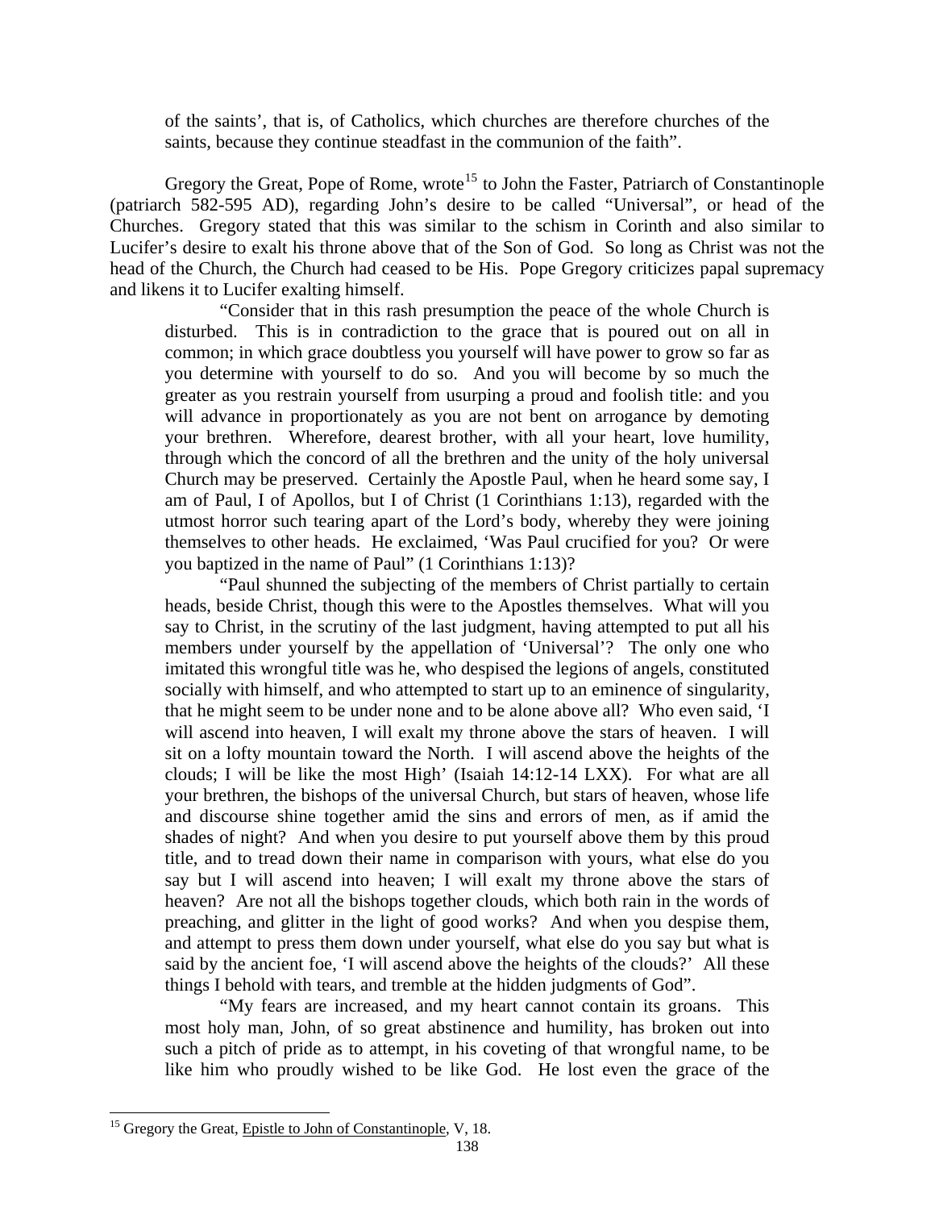of the saints', that is, of Catholics, which churches are therefore churches of the saints, because they continue steadfast in the communion of the faith".

Gregory the Great, Pope of Rome, wrote[15] to John the Faster, Patriarch of Constantinople (patriarch 582-595 AD), regarding John's desire to be called "Universal", or head of the Churches. Gregory stated that this was similar to the schism in Corinth and also similar to Lucifer's desire to exalt his throne above that of the Son of God. So long as Christ was not the head of the Church, the Church had ceased to be His. Pope Gregory criticizes papal supremacy and likens it to Lucifer exalting himself.

> "Consider that in this rash presumption the peace of the whole Church is disturbed. This is in contradiction to the grace that is poured out on all in common; in which grace doubtless you yourself will have power to grow so far as you determine with yourself to do so. And you will become by so much the greater as you restrain yourself from usurping a proud and foolish title: and you will advance in proportionately as you are not bent on arrogance by demoting your brethren. Wherefore, dearest brother, with all your heart, love humility, through which the concord of all the brethren and the unity of the holy universal Church may be preserved. Certainly the Apostle Paul, when he heard some say, I am of Paul, I of Apollos, but I of Christ (1 Corinthians 1:13), regarded with the utmost horror such tearing apart of the Lord's body, whereby they were joining themselves to other heads. He exclaimed, 'Was Paul crucified for you? Or were you baptized in the name of Paul" (1 Corinthians 1:13)?
>
> "Paul shunned the subjecting of the members of Christ partially to certain heads, beside Christ, though this were to the Apostles themselves. What will you say to Christ, in the scrutiny of the last judgment, having attempted to put all his members under yourself by the appellation of 'Universal'? The only one who imitated this wrongful title was he, who despised the legions of angels, constituted socially with himself, and who attempted to start up to an eminence of singularity, that he might seem to be under none and to be alone above all? Who even said, 'I will ascend into heaven, I will exalt my throne above the stars of heaven. I will sit on a lofty mountain toward the North. I will ascend above the heights of the clouds; I will be like the most High' (Isaiah 14:12-14 LXX). For what are all your brethren, the bishops of the universal Church, but stars of heaven, whose life and discourse shine together amid the sins and errors of men, as if amid the shades of night? And when you desire to put yourself above them by this proud title, and to tread down their name in comparison with yours, what else do you say but I will ascend into heaven; I will exalt my throne above the stars of heaven? Are not all the bishops together clouds, which both rain in the words of preaching, and glitter in the light of good works? And when you despise them, and attempt to press them down under yourself, what else do you say but what is said by the ancient foe, 'I will ascend above the heights of the clouds?' All these things I behold with tears, and tremble at the hidden judgments of God".
>
> "My fears are increased, and my heart cannot contain its groans. This most holy man, John, of so great abstinence and humility, has broken out into such a pitch of pride as to attempt, in his coveting of that wrongful name, to be like him who proudly wished to be like God. He lost even the grace of the

[15] Gregory the Great, Epistle to John of Constantinople, V, 18.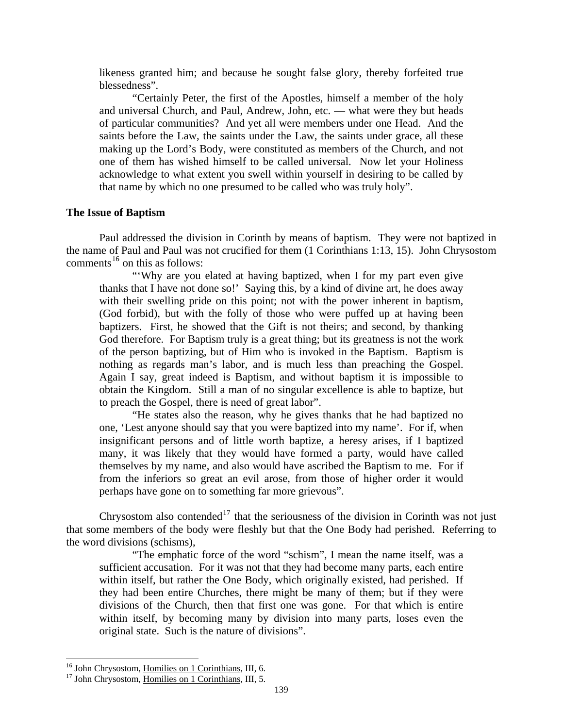likeness granted him; and because he sought false glory, thereby forfeited true blessedness".

"Certainly Peter, the first of the Apostles, himself a member of the holy and universal Church, and Paul, Andrew, John, etc. — what were they but heads of particular communities? And yet all were members under one Head. And the saints before the Law, the saints under the Law, the saints under grace, all these making up the Lord's Body, were constituted as members of the Church, and not one of them has wished himself to be called universal. Now let your Holiness acknowledge to what extent you swell within yourself in desiring to be called by that name by which no one presumed to be called who was truly holy".

**The Issue of Baptism**

Paul addressed the division in Corinth by means of baptism. They were not baptized in the name of Paul and Paul was not crucified for them (1 Corinthians 1:13, 15). John Chrysostom comments[16] on this as follows:

"'Why are you elated at having baptized, when I for my part even give thanks that I have not done so!' Saying this, by a kind of divine art, he does away with their swelling pride on this point; not with the power inherent in baptism, (God forbid), but with the folly of those who were puffed up at having been baptizers. First, he showed that the Gift is not theirs; and second, by thanking God therefore. For Baptism truly is a great thing; but its greatness is not the work of the person baptizing, but of Him who is invoked in the Baptism. Baptism is nothing as regards man's labor, and is much less than preaching the Gospel. Again I say, great indeed is Baptism, and without baptism it is impossible to obtain the Kingdom. Still a man of no singular excellence is able to baptize, but to preach the Gospel, there is need of great labor".

"He states also the reason, why he gives thanks that he had baptized no one, 'Lest anyone should say that you were baptized into my name'. For if, when insignificant persons and of little worth baptize, a heresy arises, if I baptized many, it was likely that they would have formed a party, would have called themselves by my name, and also would have ascribed the Baptism to me. For if from the inferiors so great an evil arose, from those of higher order it would perhaps have gone on to something far more grievous".

Chrysostom also contended[17] that the seriousness of the division in Corinth was not just that some members of the body were fleshly but that the One Body had perished. Referring to the word divisions (schisms),

"The emphatic force of the word "schism", I mean the name itself, was a sufficient accusation. For it was not that they had become many parts, each entire within itself, but rather the One Body, which originally existed, had perished. If they had been entire Churches, there might be many of them; but if they were divisions of the Church, then that first one was gone. For that which is entire within itself, by becoming many by division into many parts, loses even the original state. Such is the nature of divisions".

---

[16] John Chrysostom, Homilies on 1 Corinthians, III, 6.

[17] John Chrysostom, Homilies on 1 Corinthians, III, 5.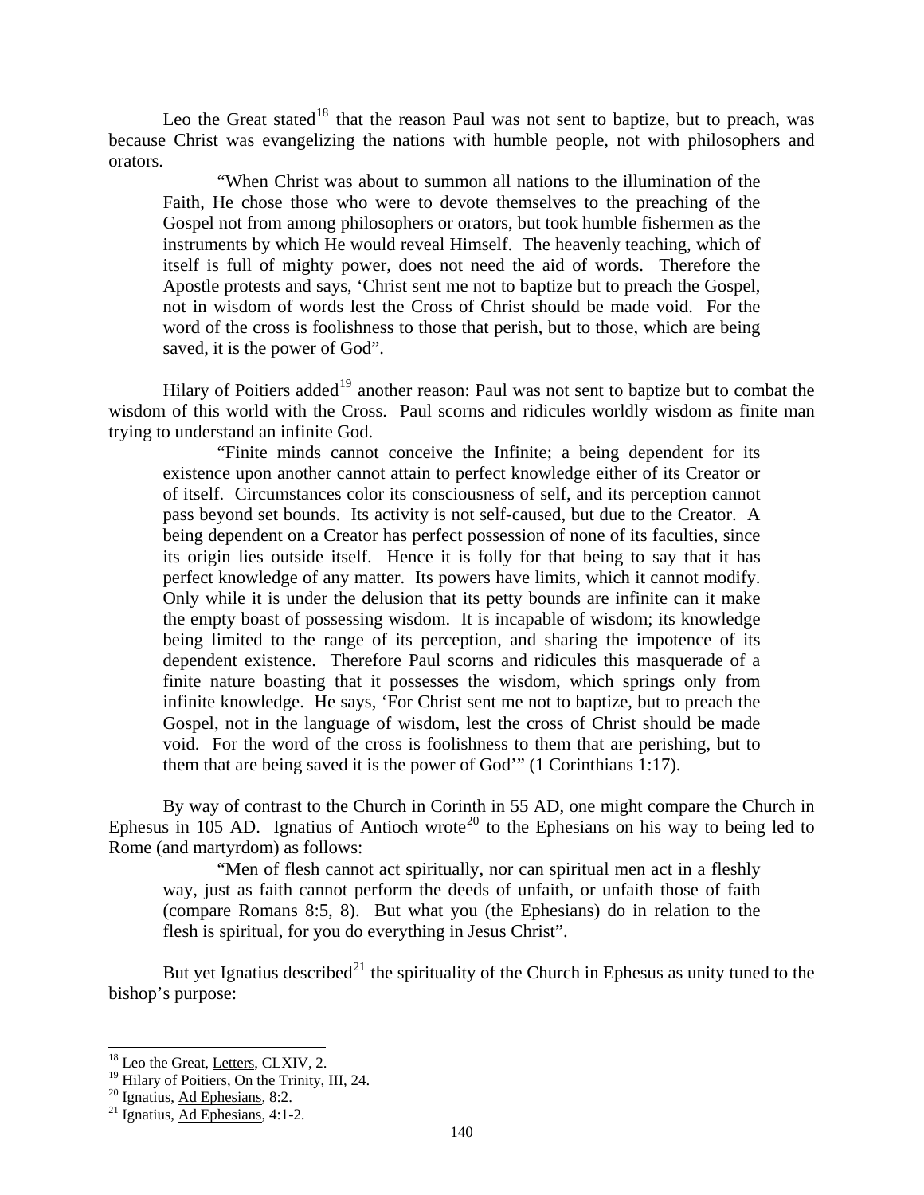Leo the Great stated[18] that the reason Paul was not sent to baptize, but to preach, was because Christ was evangelizing the nations with humble people, not with philosophers and orators.

> "When Christ was about to summon all nations to the illumination of the Faith, He chose those who were to devote themselves to the preaching of the Gospel not from among philosophers or orators, but took humble fishermen as the instruments by which He would reveal Himself. The heavenly teaching, which of itself is full of mighty power, does not need the aid of words. Therefore the Apostle protests and says, 'Christ sent me not to baptize but to preach the Gospel, not in wisdom of words lest the Cross of Christ should be made void. For the word of the cross is foolishness to those that perish, but to those, which are being saved, it is the power of God".

Hilary of Poitiers added[19] another reason: Paul was not sent to baptize but to combat the wisdom of this world with the Cross. Paul scorns and ridicules worldly wisdom as finite man trying to understand an infinite God.

> "Finite minds cannot conceive the Infinite; a being dependent for its existence upon another cannot attain to perfect knowledge either of its Creator or of itself. Circumstances color its consciousness of self, and its perception cannot pass beyond set bounds. Its activity is not self-caused, but due to the Creator. A being dependent on a Creator has perfect possession of none of its faculties, since its origin lies outside itself. Hence it is folly for that being to say that it has perfect knowledge of any matter. Its powers have limits, which it cannot modify. Only while it is under the delusion that its petty bounds are infinite can it make the empty boast of possessing wisdom. It is incapable of wisdom; its knowledge being limited to the range of its perception, and sharing the impotence of its dependent existence. Therefore Paul scorns and ridicules this masquerade of a finite nature boasting that it possesses the wisdom, which springs only from infinite knowledge. He says, 'For Christ sent me not to baptize, but to preach the Gospel, not in the language of wisdom, lest the cross of Christ should be made void. For the word of the cross is foolishness to them that are perishing, but to them that are being saved it is the power of God'" (1 Corinthians 1:17).

By way of contrast to the Church in Corinth in 55 AD, one might compare the Church in Ephesus in 105 AD. Ignatius of Antioch wrote[20] to the Ephesians on his way to being led to Rome (and martyrdom) as follows:

> "Men of flesh cannot act spiritually, nor can spiritual men act in a fleshly way, just as faith cannot perform the deeds of unfaith, or unfaith those of faith (compare Romans 8:5, 8). But what you (the Ephesians) do in relation to the flesh is spiritual, for you do everything in Jesus Christ".

But yet Ignatius described[21] the spirituality of the Church in Ephesus as unity tuned to the bishop's purpose:

---

[18] Leo the Great, Letters, CLXIV, 2.

[19] Hilary of Poitiers, On the Trinity, III, 24.

[20] Ignatius, Ad Ephesians, 8:2.

[21] Ignatius, Ad Ephesians, 4:1-2.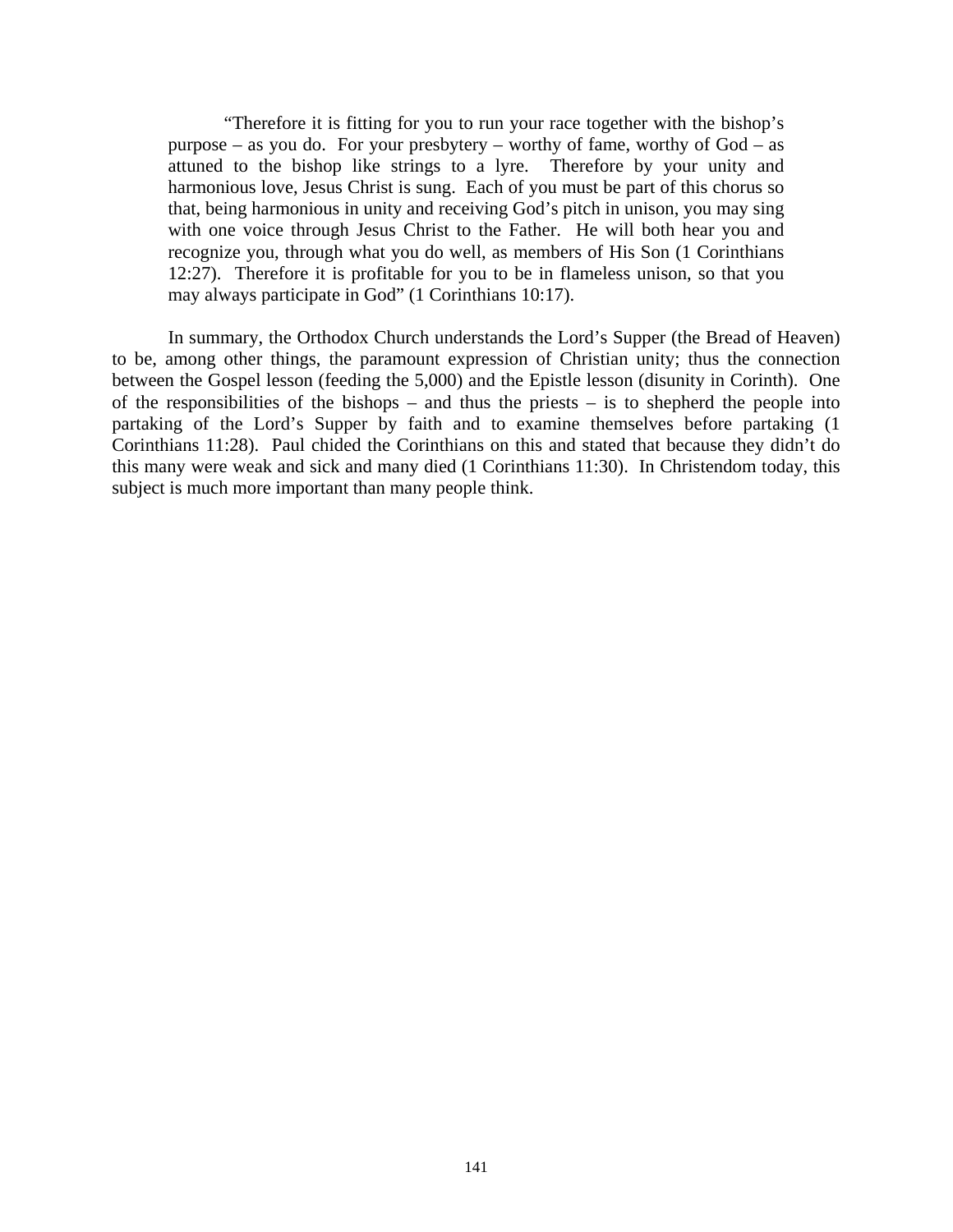> "Therefore it is fitting for you to run your race together with the bishop's purpose – as you do. For your presbytery – worthy of fame, worthy of God – as attuned to the bishop like strings to a lyre. Therefore by your unity and harmonious love, Jesus Christ is sung. Each of you must be part of this chorus so that, being harmonious in unity and receiving God's pitch in unison, you may sing with one voice through Jesus Christ to the Father. He will both hear you and recognize you, through what you do well, as members of His Son (1 Corinthians 12:27). Therefore it is profitable for you to be in flameless unison, so that you may always participate in God" (1 Corinthians 10:17).

In summary, the Orthodox Church understands the Lord's Supper (the Bread of Heaven) to be, among other things, the paramount expression of Christian unity; thus the connection between the Gospel lesson (feeding the 5,000) and the Epistle lesson (disunity in Corinth). One of the responsibilities of the bishops – and thus the priests – is to shepherd the people into partaking of the Lord's Supper by faith and to examine themselves before partaking (1 Corinthians 11:28). Paul chided the Corinthians on this and stated that because they didn't do this many were weak and sick and many died (1 Corinthians 11:30). In Christendom today, this subject is much more important than many people think.